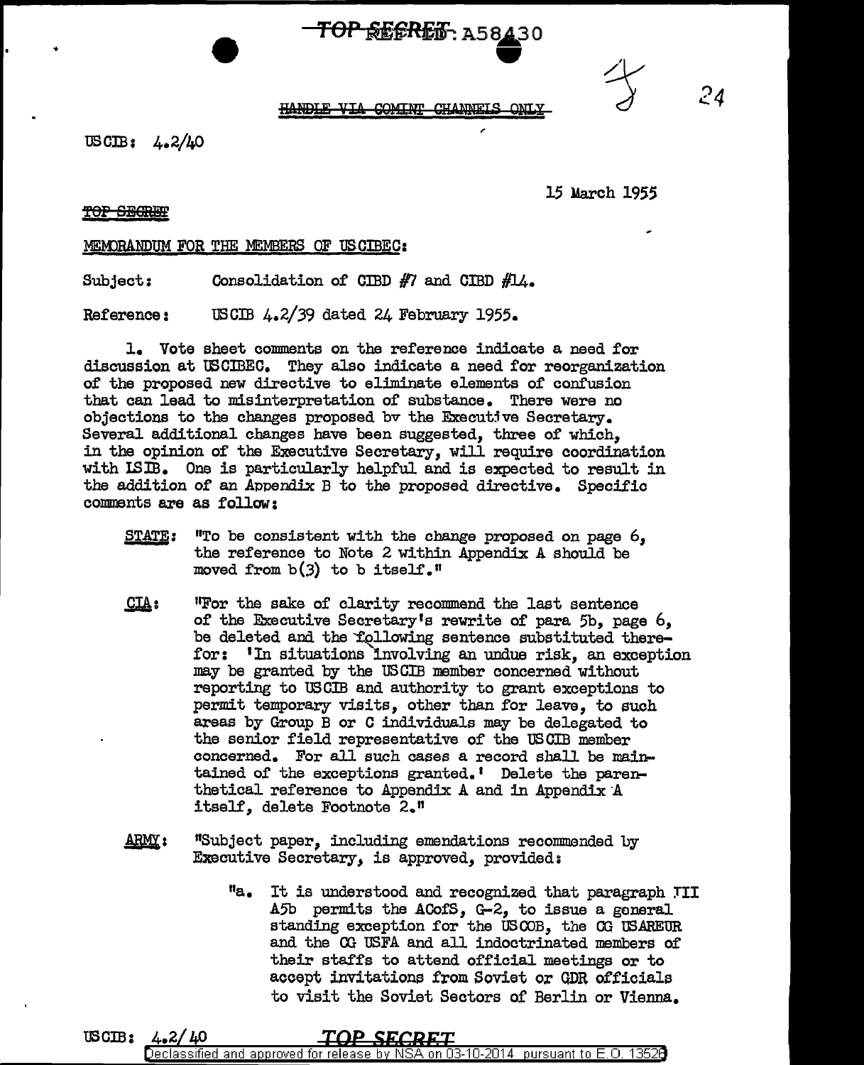TOP SECRET - A58430

HANDLE VIA COMINT CHANNELS ONLY

24

USCIB: 4.2/40

15 March 1955

TOP SECRET

MEMORANDUM FOR THE MEMBERS OF USCIBEC:

Subject: Consolidation of CIBD #7 and CIBD #14.

Reference: USCIB 4.2/39 dated 24 February 1955.

1. Vote sheet comments on the reference indicate a need for discussion at USCIBEC. They also indicate a need for reorganization of the proposed new directive to eliminate elements of confusion that can lead to misinterpretation of substance. There were no objections to the changes proposed by the Executive Secretary. Several additional changes have been suggested, three of which, in the opinion of the Executive Secretary, will require coordination with ISIB. One is particularly helpful and is expected to result in the addition of an Appendix B to the proposed directive. Specific comments are as follow:

**STATE:** "To be consistent with the change proposed on page 6, the reference to Note 2 within Appendix A should be moved from b(3) to b itself."

**CIA:** "For the sake of clarity recommend the last sentence of the Executive Secretary's rewrite of para 5b, page 6, be deleted and the following sentence substituted therefor: 'In situations involving an undue risk, an exception may be granted by the USCIB member concerned without reporting to USCIB and authority to grant exceptions to permit temporary visits, other than for leave, to such areas by Group B or C individuals may be delegated to the senior field representative of the USCIB member concerned. For all such cases a record shall be maintained of the exceptions granted.' Delete the parenthetical reference to Appendix A and in Appendix A itself, delete Footnote 2."

**ARMY:** "Subject paper, including emendations recommended by Executive Secretary, is approved, provided:

"a. It is understood and recognized that paragraph III A5b permits the ACofS, G-2, to issue a general standing exception for the USCOB, the CG USAREUR and the CG USFA and all indoctrinated members of their staffs to attend official meetings or to accept invitations from Soviet or GDR officials to visit the Soviet Sectors of Berlin or Vienna.

USCIB: 4.2/40

TOP SECRET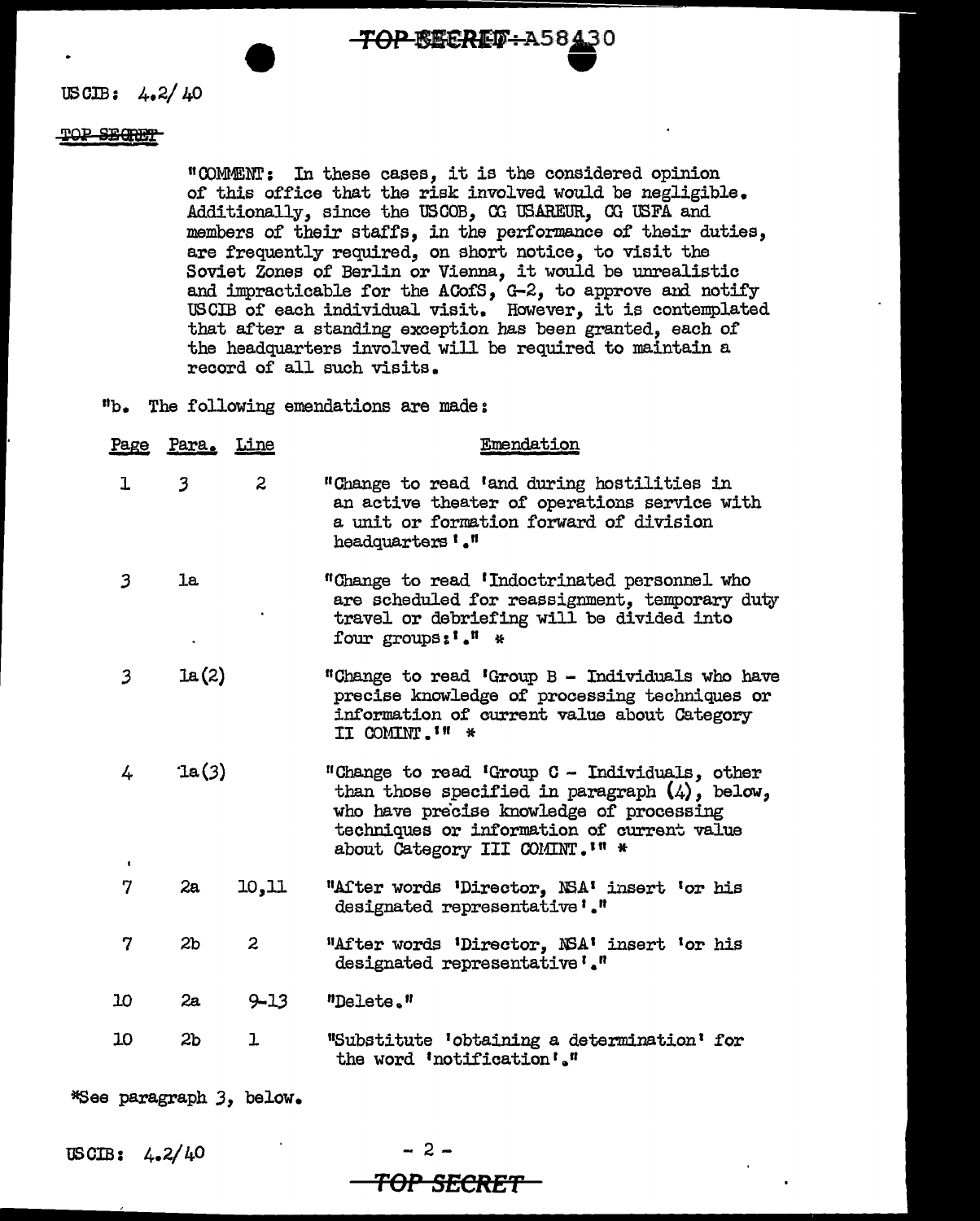"COMMENT: In these cases, it is the considered opinion of this office that the risk involved would be negligible. Additionally, since the USCOB, CG USAREUR, CG USFA and members of their staffs, in the performance of their duties, are frequently required, on short notice, to visit the Soviet Zones of Berlin or Vienna, it would be unrealistic and impracticable for the ACofS, G-2, to approve and notify USCIB of each individual visit. However, it is contemplated that after a standing exception has been granted, each of the headquarters involved will be required to maintain a record of all such visits.

"b. The following emendations are made:

| Page | Para. | Line | Emendation |
|---|---|---|---|
| 1 | 3 | 2 | "Change to read 'and during hostilities in an active theater of operations service with a unit or formation forward of division headquarters'." |
| 3 | 1a | | "Change to read 'Indoctrinated personnel who are scheduled for reassignment, temporary duty travel or debriefing will be divided into four groups:'." * |
| 3 | 1a(2) | | "Change to read 'Group B - Individuals who have precise knowledge of processing techniques or information of current value about Category II COMINT.'" * |
| 4 | 1a(3) | | "Change to read 'Group C - Individuals, other than those specified in paragraph (4), below, who have precise knowledge of processing techniques or information of current value about Category III COMINT.'" * |
| 7 | 2a | 10,11 | "After words 'Director, NSA' insert 'or his designated representative'." |
| 7 | 2b | 2 | "After words 'Director, NSA' insert 'or his designated representative'." |
| 10 | 2a | 9-13 | "Delete." |
| 10 | 2b | 1 | "Substitute 'obtaining a determination' for the word 'notification'." |

*See paragraph 3, below.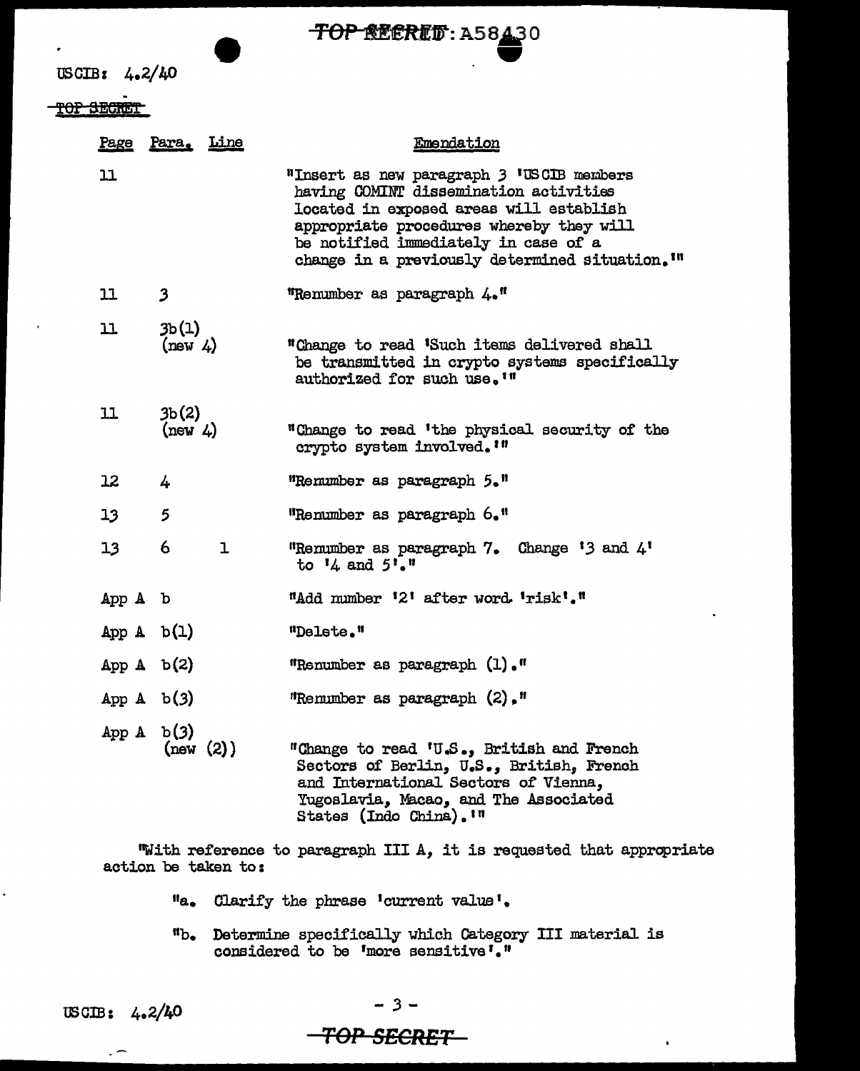TOP SECRET: A58430

USCIB: 4.2/40

TOP SECRET

| Page | Para. | Line | Emendation |
|---|---|---|---|
| 11 | | | "Insert as new paragraph 3 'USCIB members having COMINT dissemination activities located in exposed areas will establish appropriate procedures whereby they will be notified immediately in case of a change in a previously determined situation.'" |
| 11 | 3 | | "Renumber as paragraph 4." |
| 11 | 3b(1) (new 4) | | "Change to read 'Such items delivered shall be transmitted in crypto systems specifically authorized for such use.'" |
| 11 | 3b(2) (new 4) | | "Change to read 'the physical security of the crypto system involved.'" |
| 12 | 4 | | "Renumber as paragraph 5." |
| 13 | 5 | | "Renumber as paragraph 6." |
| 13 | 6 | 1 | "Renumber as paragraph 7. Change '3 and 4' to '4 and 5'." |
| App A | b | | "Add number '2' after word 'risk'." |
| App A | b(1) | | "Delete." |
| App A | b(2) | | "Renumber as paragraph (1)." |
| App A | b(3) | | "Renumber as paragraph (2)." |
| App A | b(3) (new (2)) | | "Change to read 'U.S., British and French Sectors of Berlin, U.S., British, French and International Sectors of Vienna, Yugoslavia, Macao, and The Associated States (Indo China).'" |

"With reference to paragraph III A, it is requested that appropriate action be taken to:

"a. Clarify the phrase 'current value'.

"b. Determine specifically which Category III material is considered to be 'more sensitive'."

USCIB: 4.2/40

TOP SECRET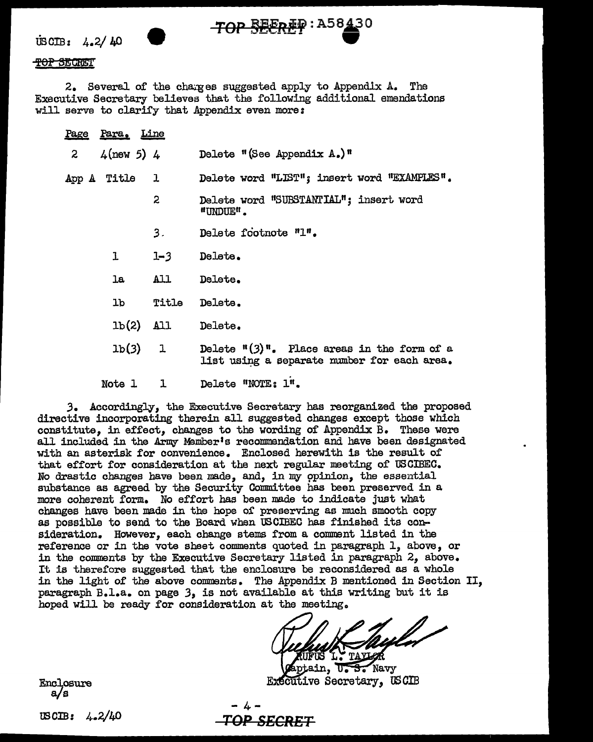TOP SECRET

2. Several of the changes suggested apply to Appendix A. The Executive Secretary believes that the following additional emendations will serve to clarify that Appendix even more:

| Page | Para. | Line | |
|---|---|---|---|
| 2 | 4(new 5) | 4 | Delete "(See Appendix A.)" |
| App A | Title | 1 | Delete word "LIST"; insert word "EXAMPLES". |
| | | 2 | Delete word "SUBSTANTIAL"; insert word "UNDUE". |
| | | 3. | Delete footnote "1". |
| | 1 | 1-3 | Delete. |
| | 1a | All | Delete. |
| | 1b | Title | Delete. |
| | 1b(2) | All | Delete. |
| | 1b(3) | 1 | Delete "(3)". Place areas in the form of a list using a separate number for each area. |
| | Note 1 | 1 | Delete "NOTE: 1". |

3. Accordingly, the Executive Secretary has reorganized the proposed directive incorporating therein all suggested changes except those which constitute, in effect, changes to the wording of Appendix B. These were all included in the Army Member's recommendation and have been designated with an asterisk for convenience. Enclosed herewith is the result of that effort for consideration at the next regular meeting of USCIBEC. No drastic changes have been made, and, in my opinion, the essential substance as agreed by the Security Committee has been preserved in a more coherent form. No effort has been made to indicate just what changes have been made in the hope of preserving as much smooth copy as possible to send to the Board when USCIBEC has finished its consideration. However, each change stems from a comment listed in the reference or in the vote sheet comments quoted in paragraph 1, above, or in the comments by the Executive Secretary listed in paragraph 2, above. It is therefore suggested that the enclosure be reconsidered as a whole in the light of the above comments. The Appendix B mentioned in Section II, paragraph B.1.a. on page 3, is not available at this writing but it is hoped will be ready for consideration at the meeting.

RUFUS L. TAYLOR
Captain, U. S. Navy
Executive Secretary, USCIB

Enclosure
a/s

USCIB: 4.2/40

TOP SECRET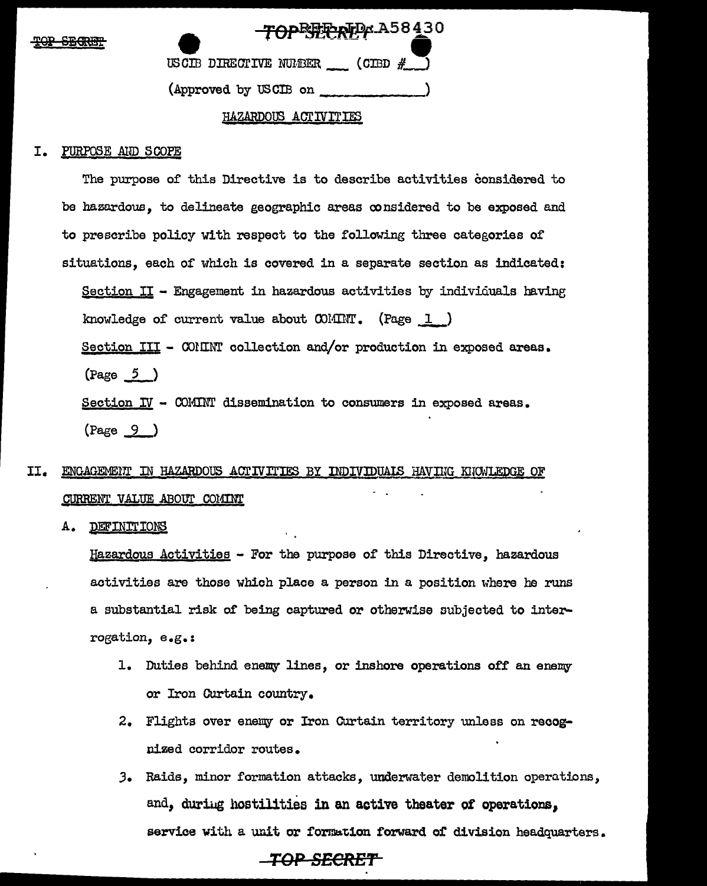USCIB DIRECTIVE NUMBER ___ (CIBD #___)

(Approved by USCIB on _____________)

HAZARDOUS ACTIVITIES

## I. PURPOSE AND SCOPE

The purpose of this Directive is to describe activities considered to be hazardous, to delineate geographic areas considered to be exposed and to prescribe policy with respect to the following three categories of situations, each of which is covered in a separate section as indicated:

Section II - Engagement in hazardous activities by individuals having knowledge of current value about COMINT. (Page 1)

Section III - COMINT collection and/or production in exposed areas. (Page 5)

Section IV - COMINT dissemination to consumers in exposed areas. (Page 9)

## II. ENGAGEMENT IN HAZARDOUS ACTIVITIES BY INDIVIDUALS HAVING KNOWLEDGE OF CURRENT VALUE ABOUT COMINT

### A. DEFINITIONS

Hazardous Activities - For the purpose of this Directive, hazardous activities are those which place a person in a position where he runs a substantial risk of being captured or otherwise subjected to interrogation, e.g.:

1. Duties behind enemy lines, or inshore operations off an enemy or Iron Curtain country.
2. Flights over enemy or Iron Curtain territory unless on recognized corridor routes.
3. Raids, minor formation attacks, underwater demolition operations, and, during hostilities in an active theater of operations, service with a unit or formation forward of division headquarters.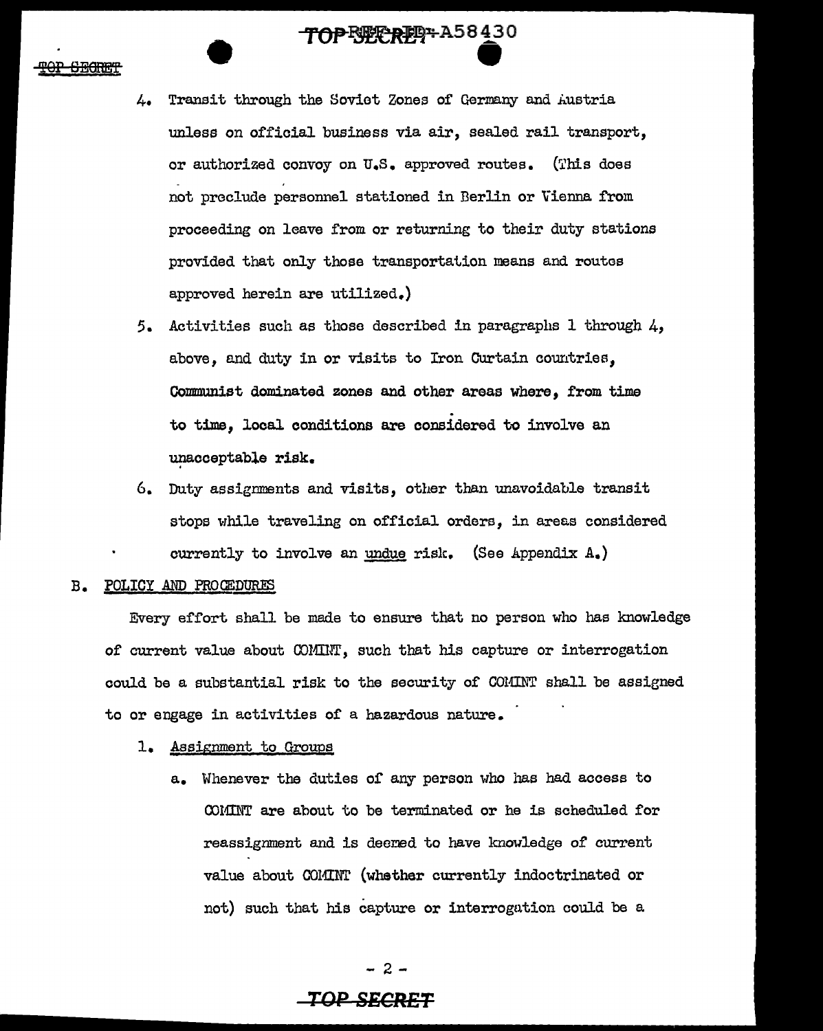4. Transit through the Soviet Zones of Germany and Austria unless on official business via air, sealed rail transport, or authorized convoy on U.S. approved routes. (This does not preclude personnel stationed in Berlin or Vienna from proceeding on leave from or returning to their duty stations provided that only those transportation means and routes approved herein are utilized.)

5. Activities such as those described in paragraphs 1 through 4, above, and duty in or visits to Iron Curtain countries, Communist dominated zones and other areas where, from time to time, local conditions are considered to involve an unacceptable risk.

6. Duty assignments and visits, other than unavoidable transit stops while traveling on official orders, in areas considered currently to involve an undue risk. (See Appendix A.)

B. POLICY AND PROCEDURES

Every effort shall be made to ensure that no person who has knowledge of current value about COMINT, such that his capture or interrogation could be a substantial risk to the security of COMINT shall be assigned to or engage in activities of a hazardous nature.

1. Assignment to Groups

a. Whenever the duties of any person who has had access to COMINT are about to be terminated or he is scheduled for reassignment and is deemed to have knowledge of current value about COMINT (whether currently indoctrinated or not) such that his capture or interrogation could be a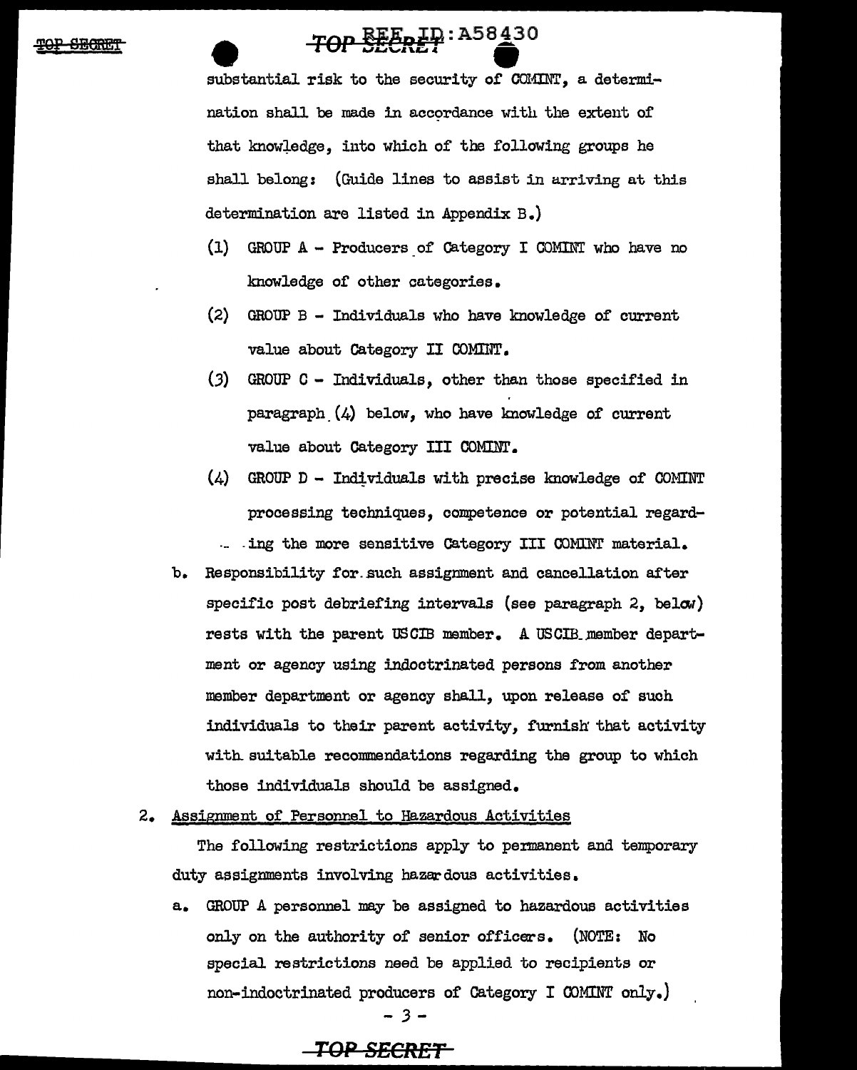substantial risk to the security of COMINT, a determination shall be made in accordance with the extent of that knowledge, into which of the following groups he shall belong: (Guide lines to assist in arriving at this determination are listed in Appendix B.)

(1) GROUP A - Producers of Category I COMINT who have no knowledge of other categories.

(2) GROUP B - Individuals who have knowledge of current value about Category II COMINT.

(3) GROUP C - Individuals, other than those specified in paragraph (4) below, who have knowledge of current value about Category III COMINT.

(4) GROUP D - Individuals with precise knowledge of COMINT processing techniques, competence or potential regarding the more sensitive Category III COMINT material.

b. Responsibility for such assignment and cancellation after specific post debriefing intervals (see paragraph 2, below) rests with the parent USCIB member. A USCIB member department or agency using indoctrinated persons from another member department or agency shall, upon release of such individuals to their parent activity, furnish that activity with suitable recommendations regarding the group to which those individuals should be assigned.

2. Assignment of Personnel to Hazardous Activities

The following restrictions apply to permanent and temporary duty assignments involving hazardous activities.

a. GROUP A personnel may be assigned to hazardous activities only on the authority of senior officers. (NOTE: No special restrictions need be applied to recipients or non-indoctrinated producers of Category I COMINT only.)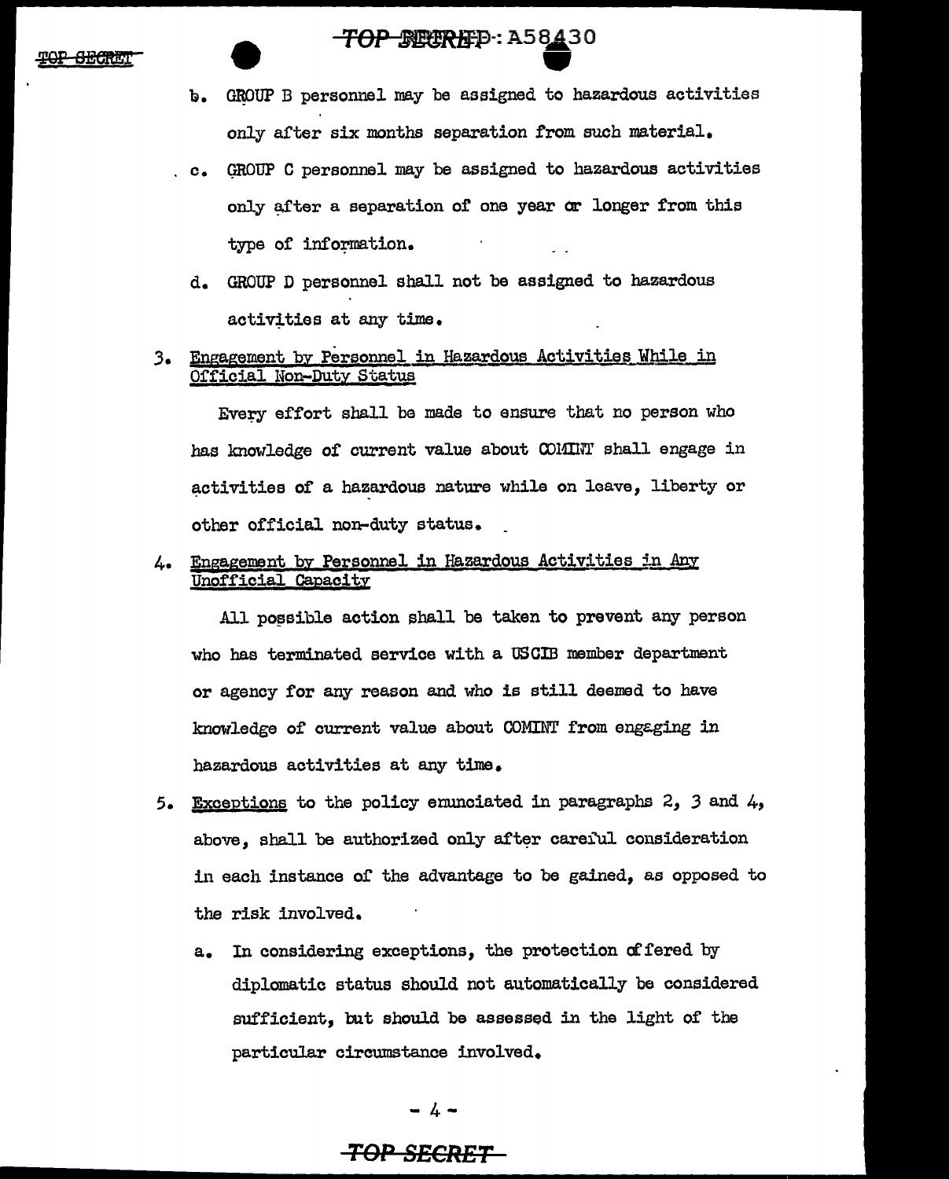b. GROUP B personnel may be assigned to hazardous activities only after six months separation from such material.

c. GROUP C personnel may be assigned to hazardous activities only after a separation of one year or longer from this type of information.

d. GROUP D personnel shall not be assigned to hazardous activities at any time.

3. Engagement by Personnel in Hazardous Activities While in Official Non-Duty Status

Every effort shall be made to ensure that no person who has knowledge of current value about COMINT shall engage in activities of a hazardous nature while on leave, liberty or other official non-duty status.

4. Engagement by Personnel in Hazardous Activities in Any Unofficial Capacity

All possible action shall be taken to prevent any person who has terminated service with a USCIB member department or agency for any reason and who is still deemed to have knowledge of current value about COMINT from engaging in hazardous activities at any time.

5. Exceptions to the policy enunciated in paragraphs 2, 3 and 4, above, shall be authorized only after careful consideration in each instance of the advantage to be gained, as opposed to the risk involved.

a. In considering exceptions, the protection offered by diplomatic status should not automatically be considered sufficient, but should be assessed in the light of the particular circumstance involved.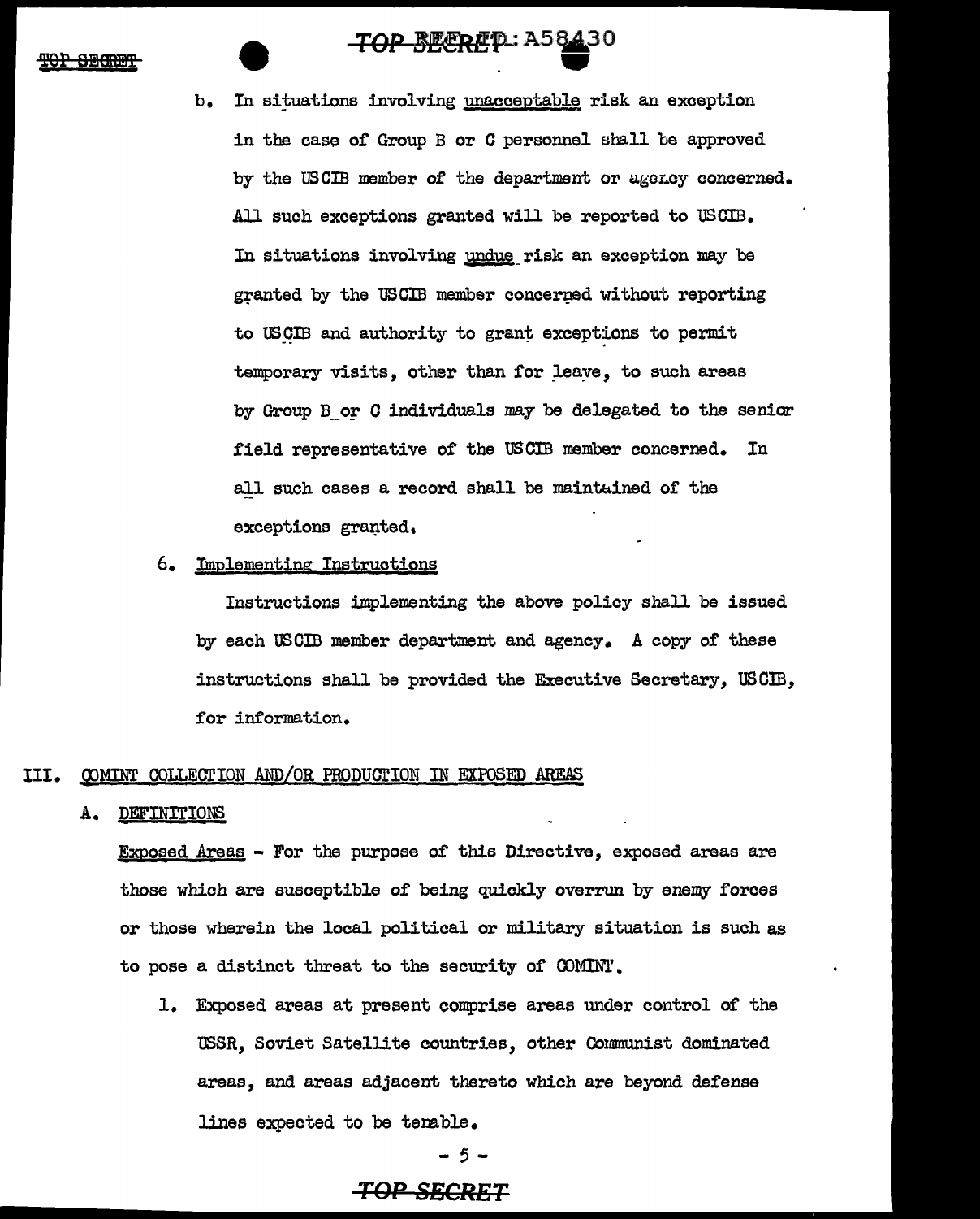b. In situations involving <u>unacceptable</u> risk an exception in the case of Group B or C personnel shall be approved by the USCIB member of the department or agency concerned. All such exceptions granted will be reported to USCIB. In situations involving <u>undue</u> risk an exception may be granted by the USCIB member concerned without reporting to USCIB and authority to grant exceptions to permit temporary visits, other than for leave, to such areas by Group B or C individuals may be delegated to the senior field representative of the USCIB member concerned. In all such cases a record shall be maintained of the exceptions granted.

6. Implementing Instructions

Instructions implementing the above policy shall be issued by each USCIB member department and agency. A copy of these instructions shall be provided the Executive Secretary, USCIB, for information.

## III. COMINT COLLECTION AND/OR PRODUCTION IN EXPOSED AREAS

### A. DEFINITIONS

Exposed Areas - For the purpose of this Directive, exposed areas are those which are susceptible of being quickly overrun by enemy forces or those wherein the local political or military situation is such as to pose a distinct threat to the security of COMINT.

1. Exposed areas at present comprise areas under control of the USSR, Soviet Satellite countries, other Communist dominated areas, and areas adjacent thereto which are beyond defense lines expected to be tenable.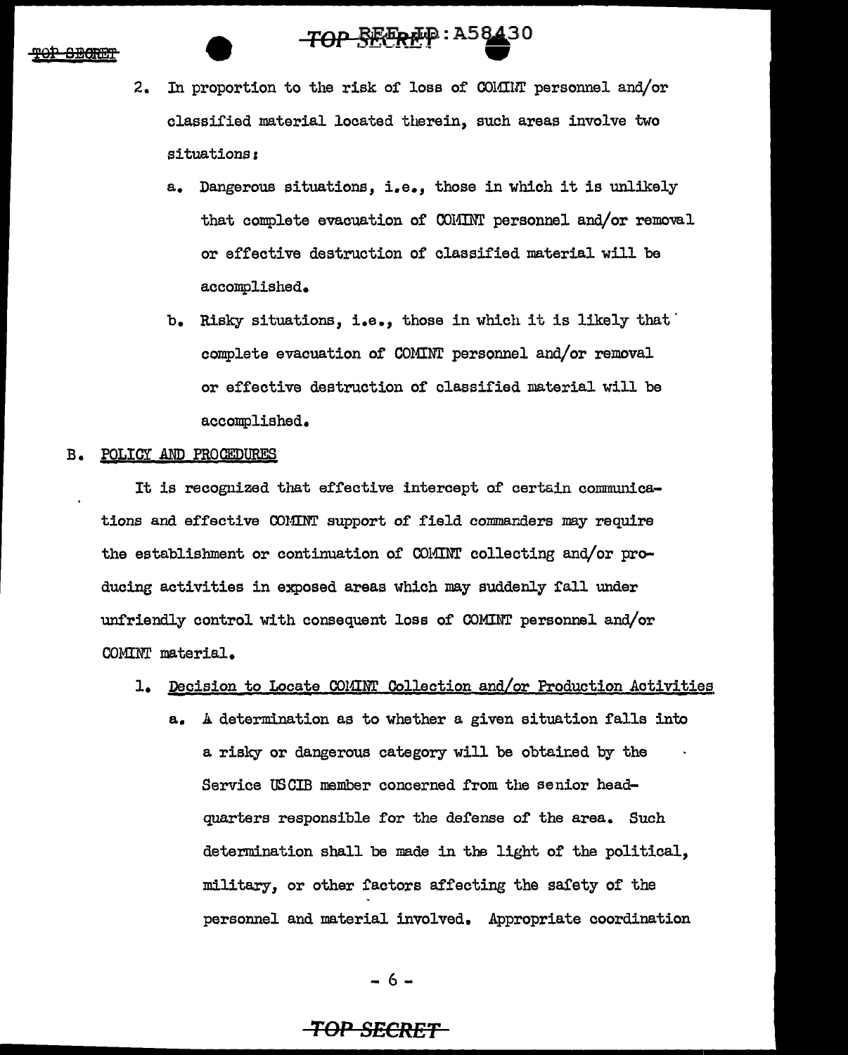2. In proportion to the risk of loss of COMINT personnel and/or classified material located therein, such areas involve two situations:

   a. Dangerous situations, i.e., those in which it is unlikely that complete evacuation of COMINT personnel and/or removal or effective destruction of classified material will be accomplished.

   b. Risky situations, i.e., those in which it is likely that complete evacuation of COMINT personnel and/or removal or effective destruction of classified material will be accomplished.

B. POLICY AND PROCEDURES

It is recognized that effective intercept of certain communications and effective COMINT support of field commanders may require the establishment or continuation of COMINT collecting and/or producing activities in exposed areas which may suddenly fall under unfriendly control with consequent loss of COMINT personnel and/or COMINT material.

1. Decision to Locate COMINT Collection and/or Production Activities

   a. A determination as to whether a given situation falls into a risky or dangerous category will be obtained by the Service USCIB member concerned from the senior headquarters responsible for the defense of the area. Such determination shall be made in the light of the political, military, or other factors affecting the safety of the personnel and material involved. Appropriate coordination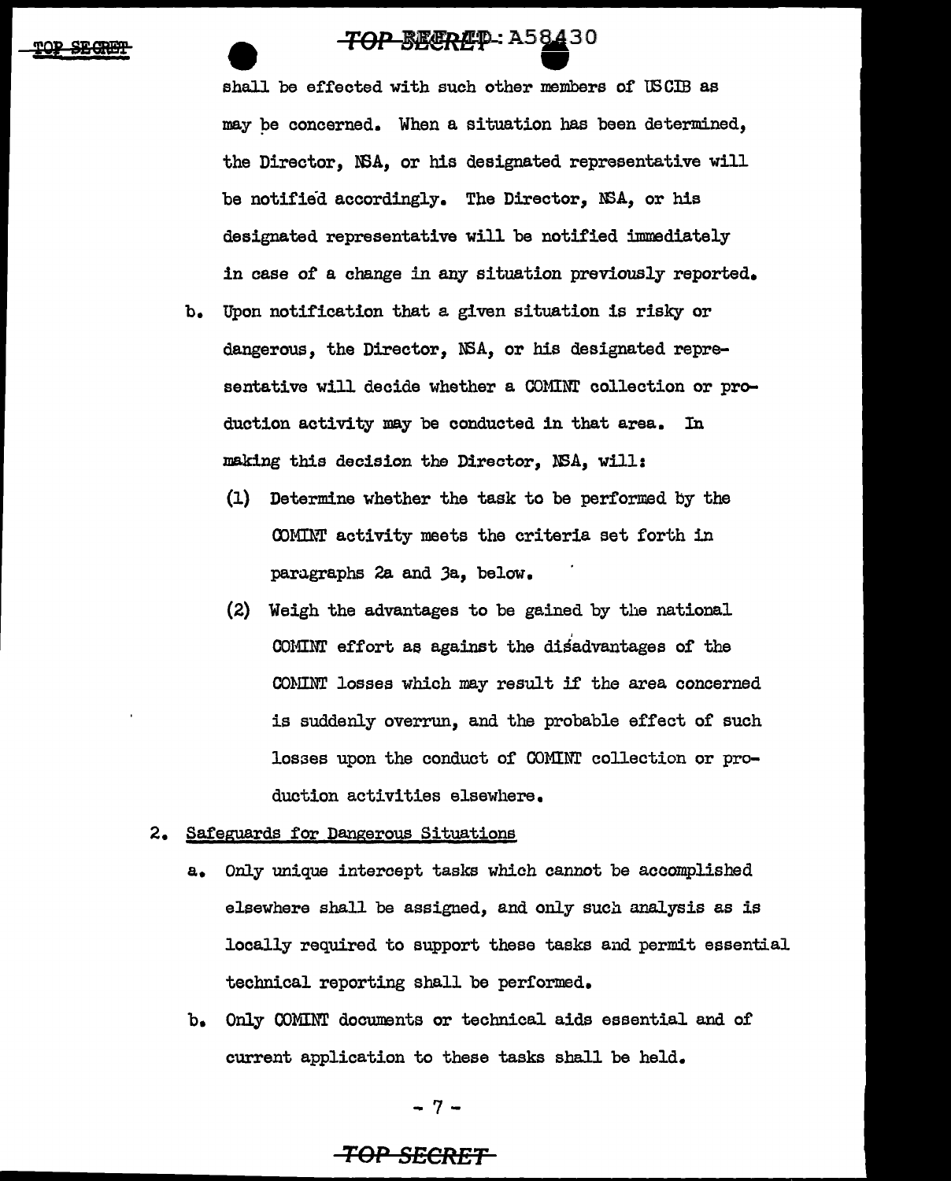shall be effected with such other members of USCIB as may be concerned. When a situation has been determined, the Director, NSA, or his designated representative will be notified accordingly. The Director, NSA, or his designated representative will be notified immediately in case of a change in any situation previously reported.

b. Upon notification that a given situation is risky or dangerous, the Director, NSA, or his designated representative will decide whether a COMINT collection or production activity may be conducted in that area. In making this decision the Director, NSA, will:

   (1) Determine whether the task to be performed by the COMINT activity meets the criteria set forth in paragraphs 2a and 3a, below.

   (2) Weigh the advantages to be gained by the national COMINT effort as against the disadvantages of the COMINT losses which may result if the area concerned is suddenly overrun, and the probable effect of such losses upon the conduct of COMINT collection or production activities elsewhere.

2. Safeguards for Dangerous Situations

   a. Only unique intercept tasks which cannot be accomplished elsewhere shall be assigned, and only such analysis as is locally required to support these tasks and permit essential technical reporting shall be performed.

   b. Only COMINT documents or technical aids essential and of current application to these tasks shall be held.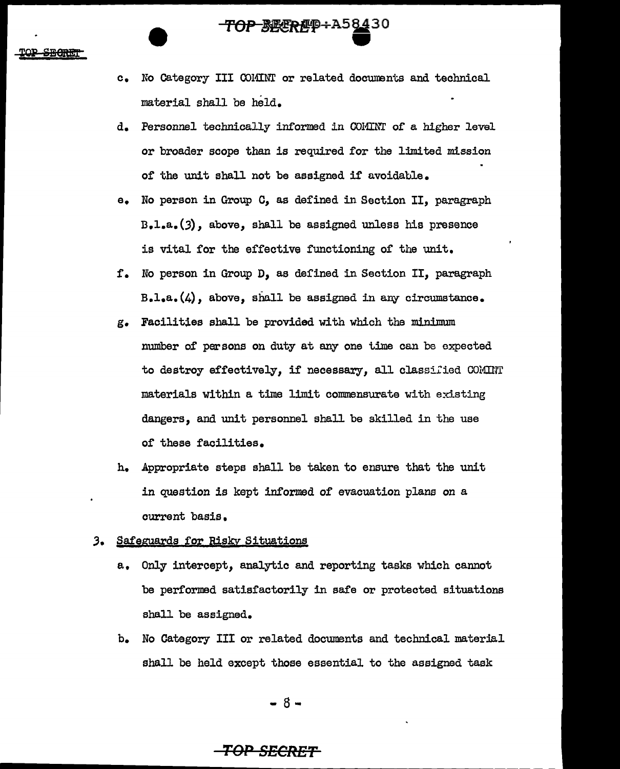c. No Category III COMINT or related documents and technical material shall be held.

d. Personnel technically informed in COMINT of a higher level or broader scope than is required for the limited mission of the unit shall not be assigned if avoidable.

e. No person in Group C, as defined in Section II, paragraph B.1.a.(3), above, shall be assigned unless his presence is vital for the effective functioning of the unit.

f. No person in Group D, as defined in Section II, paragraph B.1.a.(4), above, shall be assigned in any circumstance.

g. Facilities shall be provided with which the minimum number of persons on duty at any one time can be expected to destroy effectively, if necessary, all classified COMINT materials within a time limit commensurate with existing dangers, and unit personnel shall be skilled in the use of these facilities.

h. Appropriate steps shall be taken to ensure that the unit in question is kept informed of evacuation plans on a current basis.

3. Safeguards for Risky Situations

a. Only intercept, analytic and reporting tasks which cannot be performed satisfactorily in safe or protected situations shall be assigned.

b. No Category III or related documents and technical material shall be held except those essential to the assigned task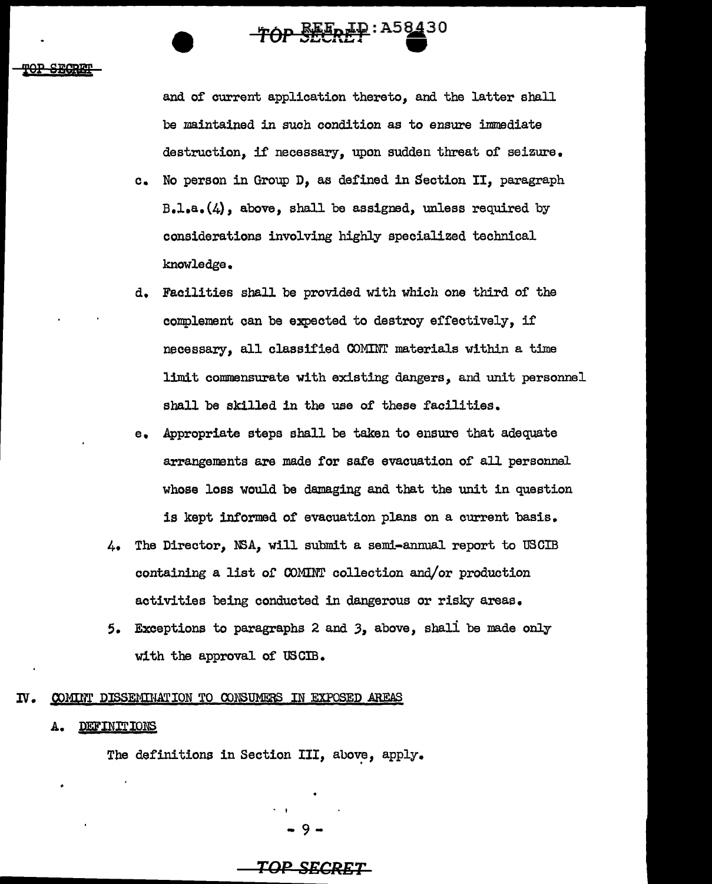and of current application thereto, and the latter shall be maintained in such condition as to ensure immediate destruction, if necessary, upon sudden threat of seizure.

c. No person in Group D, as defined in Section II, paragraph B.1.a.(4), above, shall be assigned, unless required by considerations involving highly specialized technical knowledge.

d. Facilities shall be provided with which one third of the complement can be expected to destroy effectively, if necessary, all classified COMINT materials within a time limit commensurate with existing dangers, and unit personnel shall be skilled in the use of these facilities.

e. Appropriate steps shall be taken to ensure that adequate arrangements are made for safe evacuation of all personnel whose loss would be damaging and that the unit in question is kept informed of evacuation plans on a current basis.

4. The Director, NSA, will submit a semi-annual report to USCIB containing a list of COMINT collection and/or production activities being conducted in dangerous or risky areas.

5. Exceptions to paragraphs 2 and 3, above, shall be made only with the approval of USCIB.

## IV. COMINT DISSEMINATION TO CONSUMERS IN EXPOSED AREAS

### A. DEFINITIONS

The definitions in Section III, above, apply.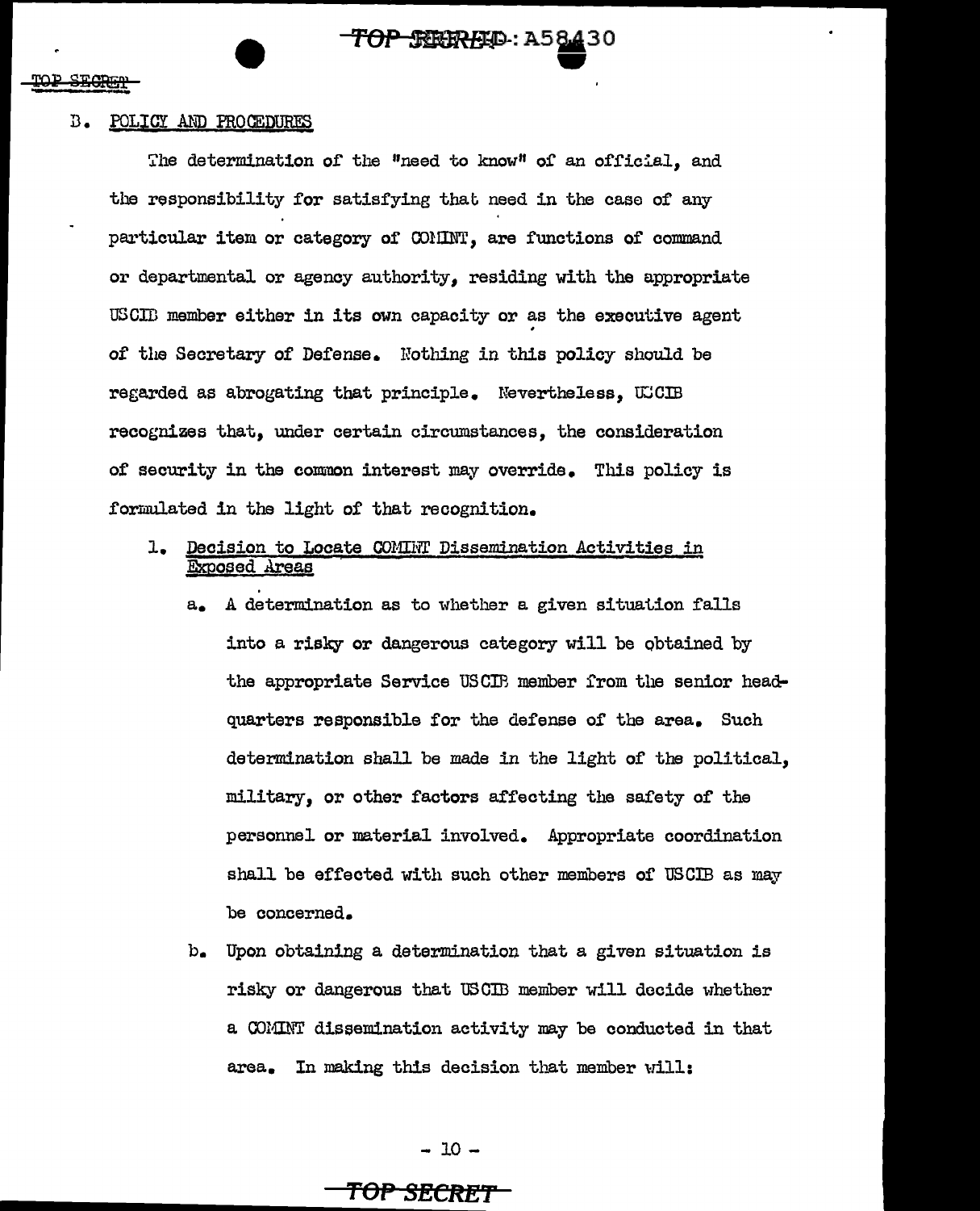## B. POLICY AND PROCEDURES

The determination of the "need to know" of an official, and the responsibility for satisfying that need in the case of any particular item or category of COMINT, are functions of command or departmental or agency authority, residing with the appropriate USCIB member either in its own capacity or as the executive agent of the Secretary of Defense. Nothing in this policy should be regarded as abrogating that principle. Nevertheless, USCIB recognizes that, under certain circumstances, the consideration of security in the common interest may override. This policy is formulated in the light of that recognition.

1. Decision to Locate COMINT Dissemination Activities in Exposed Areas

   a. A determination as to whether a given situation falls into a risky or dangerous category will be obtained by the appropriate Service USCIB member from the senior headquarters responsible for the defense of the area. Such determination shall be made in the light of the political, military, or other factors affecting the safety of the personnel or material involved. Appropriate coordination shall be effected with such other members of USCIB as may be concerned.

   b. Upon obtaining a determination that a given situation is risky or dangerous that USCIB member will decide whether a COMINT dissemination activity may be conducted in that area. In making this decision that member will: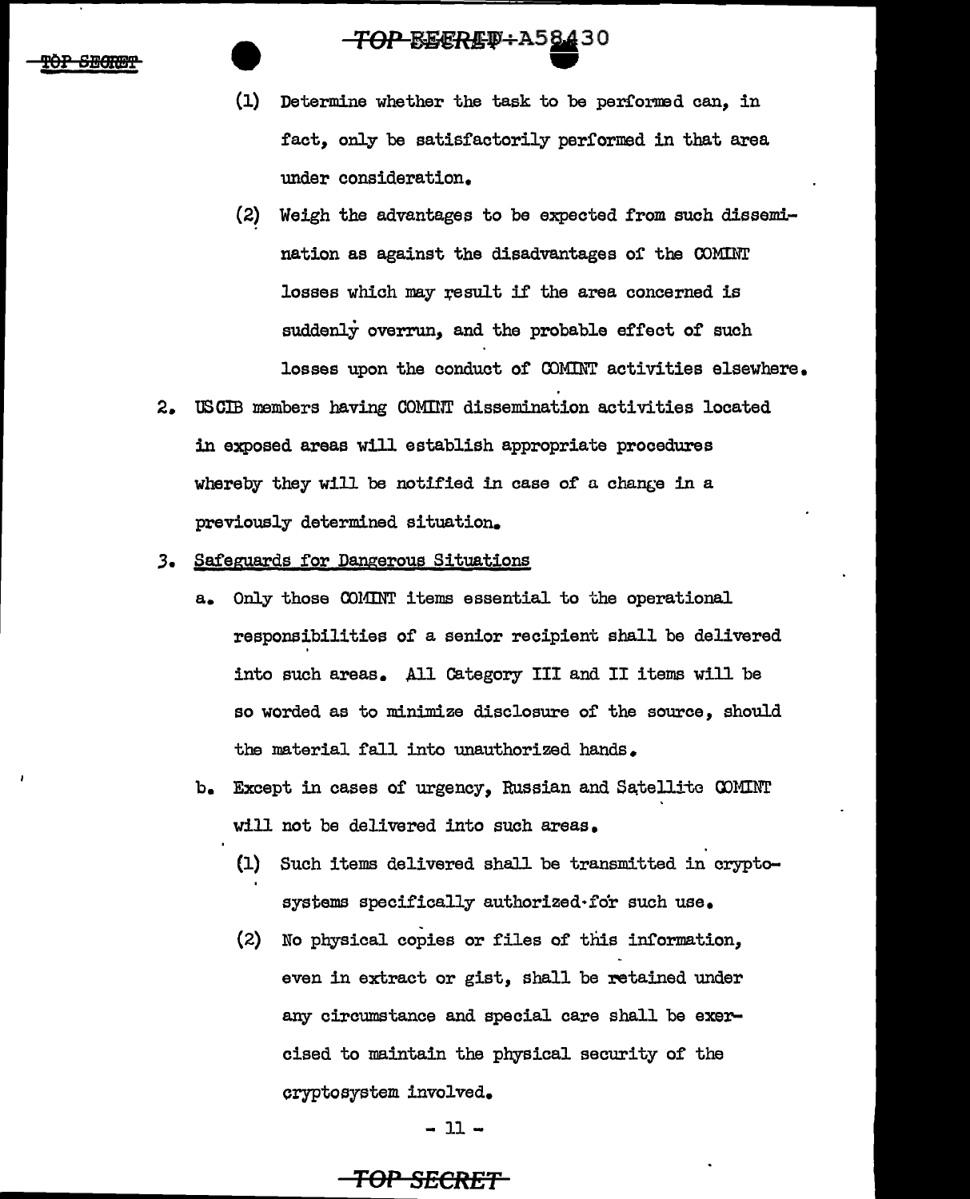(1) Determine whether the task to be performed can, in fact, only be satisfactorily performed in that area under consideration.

(2) Weigh the advantages to be expected from such dissemination as against the disadvantages of the COMINT losses which may result if the area concerned is suddenly overrun, and the probable effect of such losses upon the conduct of COMINT activities elsewhere.

2. USCIB members having COMINT dissemination activities located in exposed areas will establish appropriate procedures whereby they will be notified in case of a change in a previously determined situation.

3. Safeguards for Dangerous Situations

   a. Only those COMINT items essential to the operational responsibilities of a senior recipient shall be delivered into such areas. All Category III and II items will be so worded as to minimize disclosure of the source, should the material fall into unauthorized hands.

   b. Except in cases of urgency, Russian and Satellite COMINT will not be delivered into such areas.

      (1) Such items delivered shall be transmitted in cryptosystems specifically authorized for such use.

      (2) No physical copies or files of this information, even in extract or gist, shall be retained under any circumstance and special care shall be exercised to maintain the physical security of the cryptosystem involved.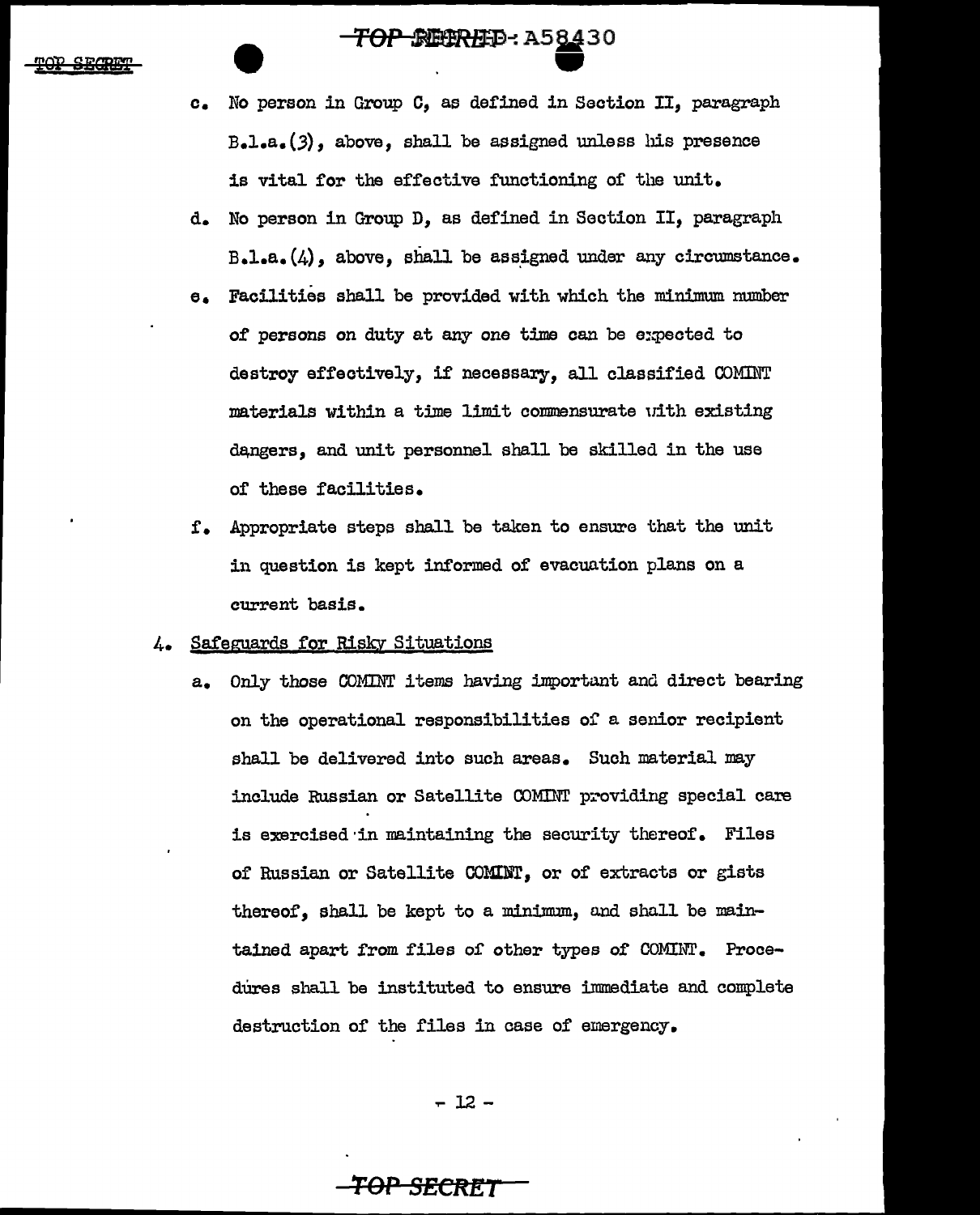c. No person in Group C, as defined in Section II, paragraph B.1.a.(3), above, shall be assigned unless his presence is vital for the effective functioning of the unit.

d. No person in Group D, as defined in Section II, paragraph B.1.a.(4), above, shall be assigned under any circumstance.

e. Facilities shall be provided with which the minimum number of persons on duty at any one time can be expected to destroy effectively, if necessary, all classified COMINT materials within a time limit commensurate with existing dangers, and unit personnel shall be skilled in the use of these facilities.

f. Appropriate steps shall be taken to ensure that the unit in question is kept informed of evacuation plans on a current basis.

4. Safeguards for Risky Situations

a. Only those COMINT items having important and direct bearing on the operational responsibilities of a senior recipient shall be delivered into such areas. Such material may include Russian or Satellite COMINT providing special care is exercised in maintaining the security thereof. Files of Russian or Satellite COMINT, or of extracts or gists thereof, shall be kept to a minimum, and shall be maintained apart from files of other types of COMINT. Procedures shall be instituted to ensure immediate and complete destruction of the files in case of emergency.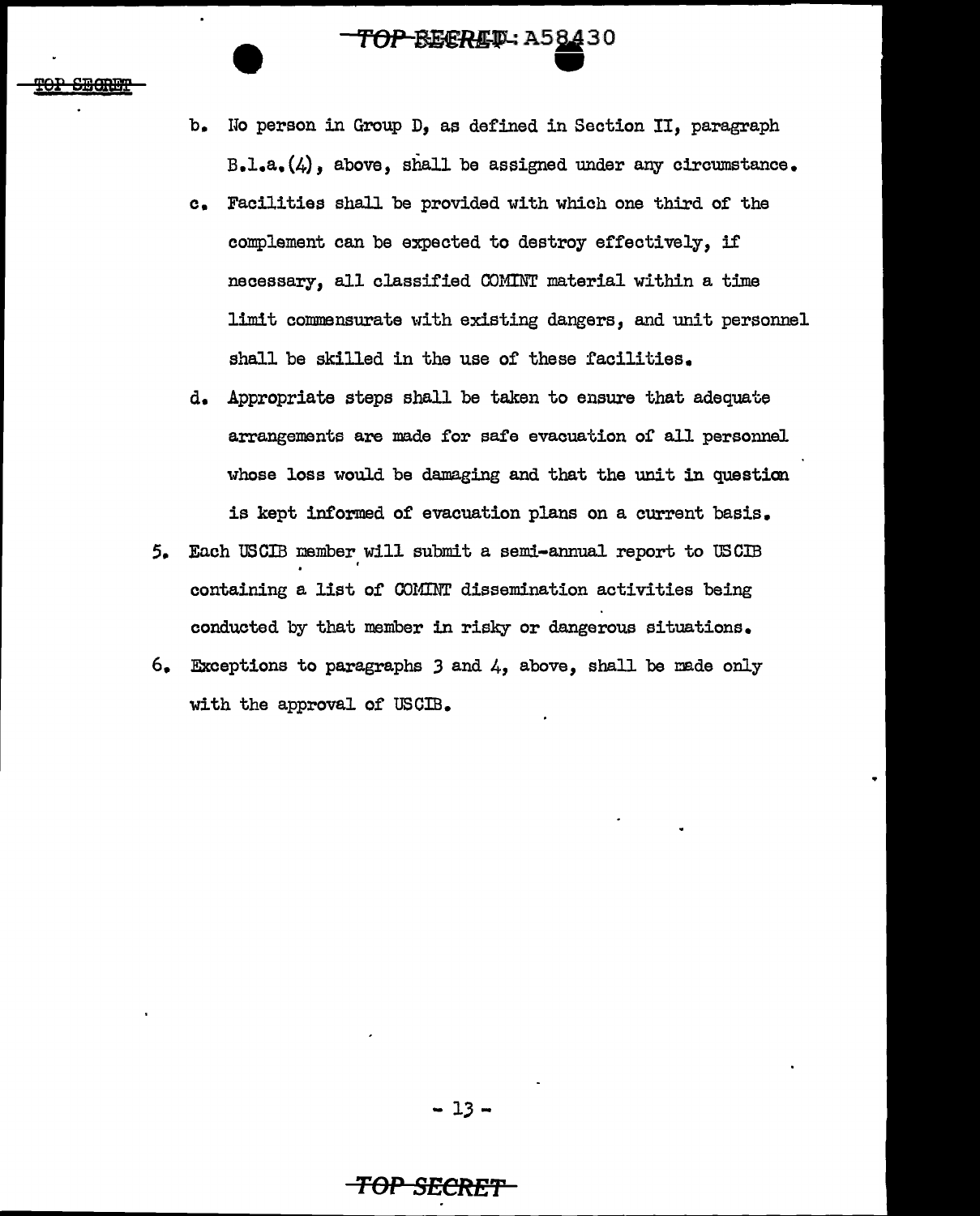b. No person in Group D, as defined in Section II, paragraph B.1.a.(4), above, shall be assigned under any circumstance.

c. Facilities shall be provided with which one third of the complement can be expected to destroy effectively, if necessary, all classified COMINT material within a time limit commensurate with existing dangers, and unit personnel shall be skilled in the use of these facilities.

d. Appropriate steps shall be taken to ensure that adequate arrangements are made for safe evacuation of all personnel whose loss would be damaging and that the unit in question is kept informed of evacuation plans on a current basis.

5. Each USCIB member will submit a semi-annual report to USCIB containing a list of COMINT dissemination activities being conducted by that member in risky or dangerous situations.

6. Exceptions to paragraphs 3 and 4, above, shall be made only with the approval of USCIB.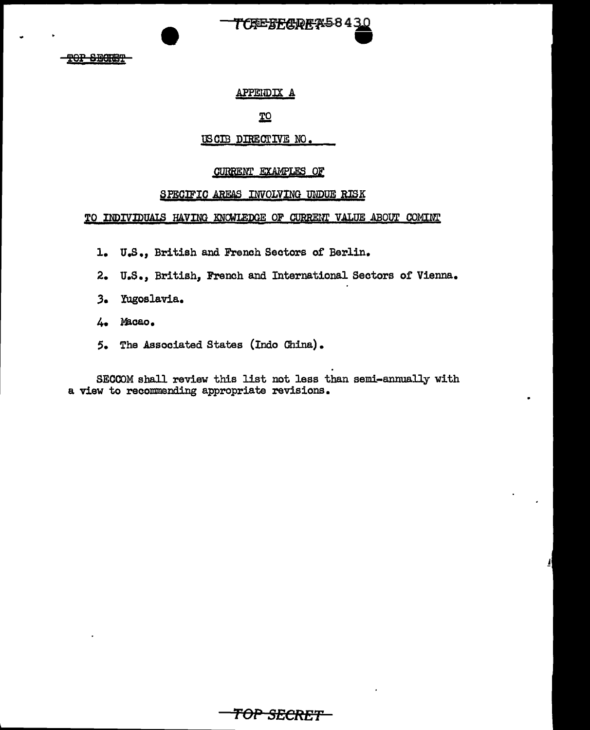TOP SECRET

APPENDIX A

TO

USCIB DIRECTIVE NO. \_\_\_

CURRENT EXAMPLES OF

SPECIFIC AREAS INVOLVING UNDUE RISK

TO INDIVIDUALS HAVING KNOWLEDGE OF CURRENT VALUE ABOUT COMINT

1. U.S., British and French Sectors of Berlin.
2. U.S., British, French and International Sectors of Vienna.
3. Yugoslavia.
4. Macao.
5. The Associated States (Indo China).

SECCOM shall review this list not less than semi-annually with a view to recommending appropriate revisions.

TOP SECRET